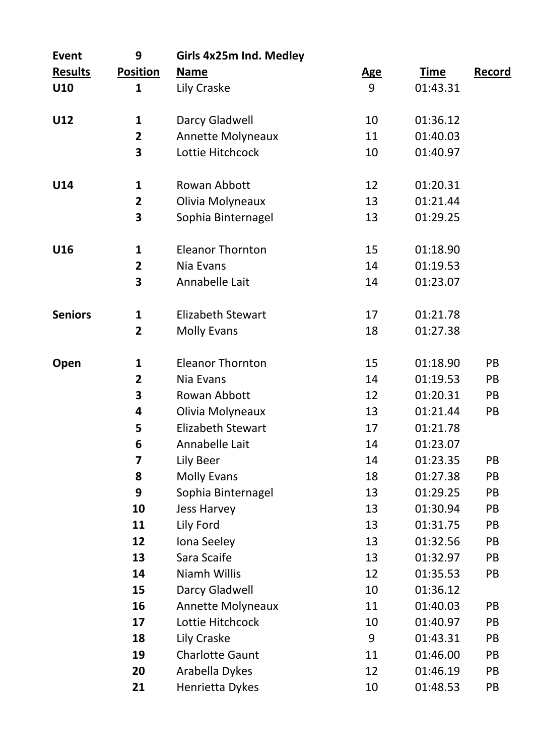| Event | 9 | Girls 4x25m Ind. Medley | | | |
|---|---|---|---|---|---|
| **Results** | **Position** | **Name** | **Age** | **Time** | **Record** |
| **U10** | **1** | Lily Craske | 9 | 01:43.31 | |
| | | | | | |
| **U12** | **1** | Darcy Gladwell | 10 | 01:36.12 | |
| | **2** | Annette Molyneaux | 11 | 01:40.03 | |
| | **3** | Lottie Hitchcock | 10 | 01:40.97 | |
| | | | | | |
| **U14** | **1** | Rowan Abbott | 12 | 01:20.31 | |
| | **2** | Olivia Molyneaux | 13 | 01:21.44 | |
| | **3** | Sophia Binternagel | 13 | 01:29.25 | |
| | | | | | |
| **U16** | **1** | Eleanor Thornton | 15 | 01:18.90 | |
| | **2** | Nia Evans | 14 | 01:19.53 | |
| | **3** | Annabelle Lait | 14 | 01:23.07 | |
| | | | | | |
| **Seniors** | **1** | Elizabeth Stewart | 17 | 01:21.78 | |
| | **2** | Molly Evans | 18 | 01:27.38 | |
| | | | | | |
| **Open** | **1** | Eleanor Thornton | 15 | 01:18.90 | PB |
| | **2** | Nia Evans | 14 | 01:19.53 | PB |
| | **3** | Rowan Abbott | 12 | 01:20.31 | PB |
| | **4** | Olivia Molyneaux | 13 | 01:21.44 | PB |
| | **5** | Elizabeth Stewart | 17 | 01:21.78 | |
| | **6** | Annabelle Lait | 14 | 01:23.07 | |
| | **7** | Lily Beer | 14 | 01:23.35 | PB |
| | **8** | Molly Evans | 18 | 01:27.38 | PB |
| | **9** | Sophia Binternagel | 13 | 01:29.25 | PB |
| | **10** | Jess Harvey | 13 | 01:30.94 | PB |
| | **11** | Lily Ford | 13 | 01:31.75 | PB |
| | **12** | Iona Seeley | 13 | 01:32.56 | PB |
| | **13** | Sara Scaife | 13 | 01:32.97 | PB |
| | **14** | Niamh Willis | 12 | 01:35.53 | PB |
| | **15** | Darcy Gladwell | 10 | 01:36.12 | |
| | **16** | Annette Molyneaux | 11 | 01:40.03 | PB |
| | **17** | Lottie Hitchcock | 10 | 01:40.97 | PB |
| | **18** | Lily Craske | 9 | 01:43.31 | PB |
| | **19** | Charlotte Gaunt | 11 | 01:46.00 | PB |
| | **20** | Arabella Dykes | 12 | 01:46.19 | PB |
| | **21** | Henrietta Dykes | 10 | 01:48.53 | PB |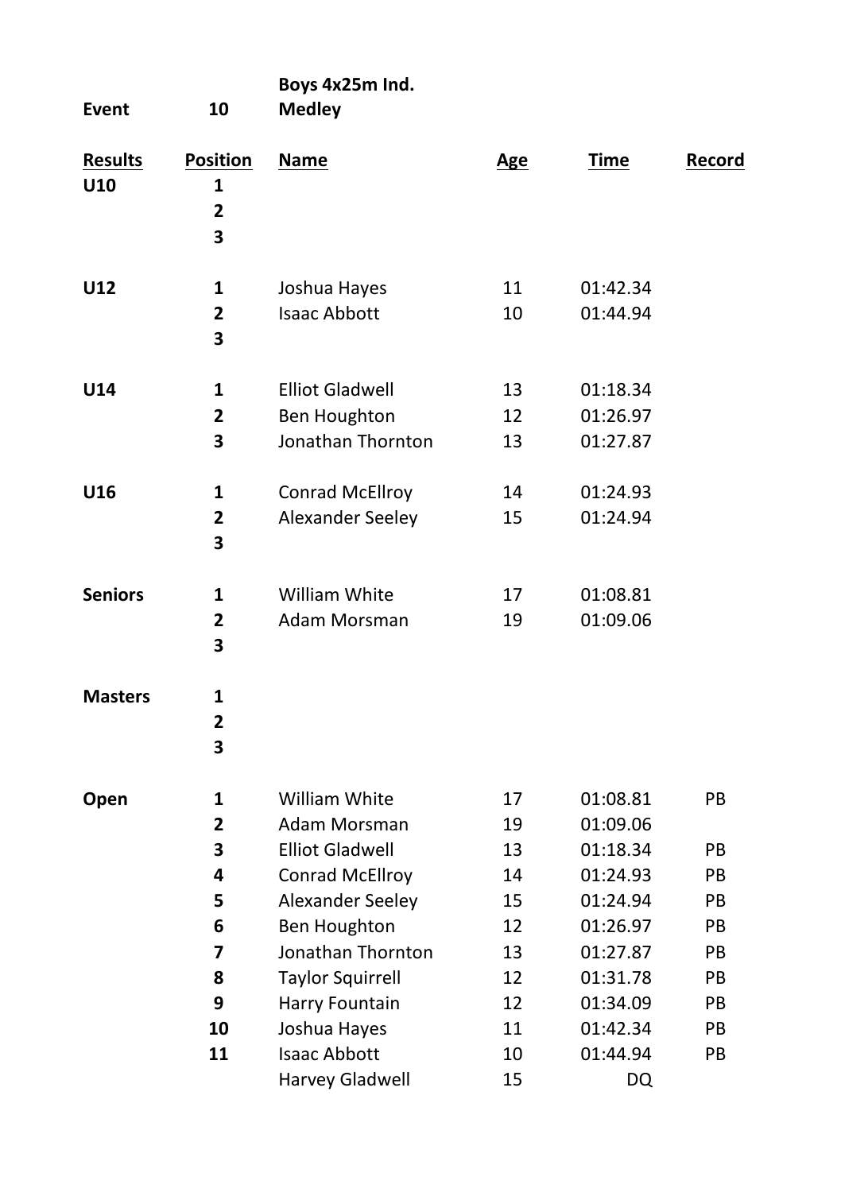| Event | 10 | Boys 4x25m Ind. Medley | | | |
|---|---|---|---|---|---|
| **Results** | **Position** | **Name** | **Age** | **Time** | **Record** |
| **U10** | **1** | | | | |
| | **2** | | | | |
| | **3** | | | | |
| **U12** | **1** | Joshua Hayes | 11 | 01:42.34 | |
| | **2** | Isaac Abbott | 10 | 01:44.94 | |
| | **3** | | | | |
| **U14** | **1** | Elliot Gladwell | 13 | 01:18.34 | |
| | **2** | Ben Houghton | 12 | 01:26.97 | |
| | **3** | Jonathan Thornton | 13 | 01:27.87 | |
| **U16** | **1** | Conrad McEllroy | 14 | 01:24.93 | |
| | **2** | Alexander Seeley | 15 | 01:24.94 | |
| | **3** | | | | |
| **Seniors** | **1** | William White | 17 | 01:08.81 | |
| | **2** | Adam Morsman | 19 | 01:09.06 | |
| | **3** | | | | |
| **Masters** | **1** | | | | |
| | **2** | | | | |
| | **3** | | | | |
| **Open** | **1** | William White | 17 | 01:08.81 | PB |
| | **2** | Adam Morsman | 19 | 01:09.06 | |
| | **3** | Elliot Gladwell | 13 | 01:18.34 | PB |
| | **4** | Conrad McEllroy | 14 | 01:24.93 | PB |
| | **5** | Alexander Seeley | 15 | 01:24.94 | PB |
| | **6** | Ben Houghton | 12 | 01:26.97 | PB |
| | **7** | Jonathan Thornton | 13 | 01:27.87 | PB |
| | **8** | Taylor Squirrell | 12 | 01:31.78 | PB |
| | **9** | Harry Fountain | 12 | 01:34.09 | PB |
| | **10** | Joshua Hayes | 11 | 01:42.34 | PB |
| | **11** | Isaac Abbott | 10 | 01:44.94 | PB |
| | | Harvey Gladwell | 15 | DQ | |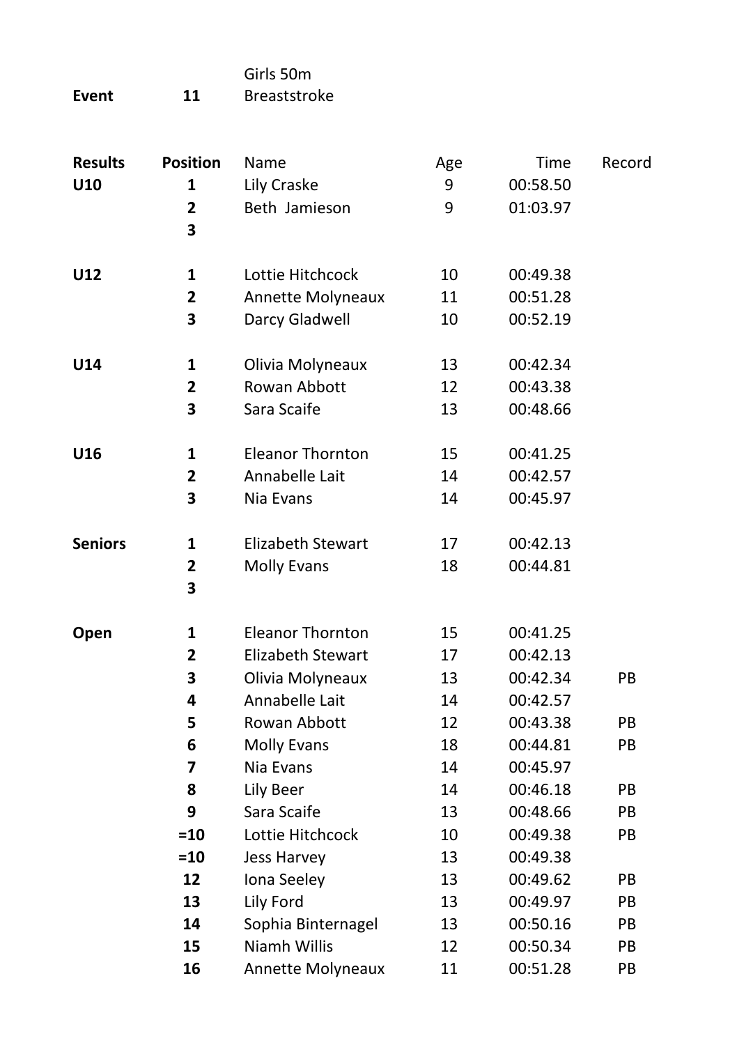| **Event** | **11** | Girls 50m Breaststroke | | | |
|---|---|---|---|---|---|
| | | | | | |
| **Results** | **Position** | Name | Age | Time | Record |
| **U10** | **1** | Lily Craske | 9 | 00:58.50 | |
| | **2** | Beth Jamieson | 9 | 01:03.97 | |
| | **3** | | | | |
| **U12** | **1** | Lottie Hitchcock | 10 | 00:49.38 | |
| | **2** | Annette Molyneaux | 11 | 00:51.28 | |
| | **3** | Darcy Gladwell | 10 | 00:52.19 | |
| **U14** | **1** | Olivia Molyneaux | 13 | 00:42.34 | |
| | **2** | Rowan Abbott | 12 | 00:43.38 | |
| | **3** | Sara Scaife | 13 | 00:48.66 | |
| **U16** | **1** | Eleanor Thornton | 15 | 00:41.25 | |
| | **2** | Annabelle Lait | 14 | 00:42.57 | |
| | **3** | Nia Evans | 14 | 00:45.97 | |
| **Seniors** | **1** | Elizabeth Stewart | 17 | 00:42.13 | |
| | **2** | Molly Evans | 18 | 00:44.81 | |
| | **3** | | | | |
| **Open** | **1** | Eleanor Thornton | 15 | 00:41.25 | |
| | **2** | Elizabeth Stewart | 17 | 00:42.13 | |
| | **3** | Olivia Molyneaux | 13 | 00:42.34 | PB |
| | **4** | Annabelle Lait | 14 | 00:42.57 | |
| | **5** | Rowan Abbott | 12 | 00:43.38 | PB |
| | **6** | Molly Evans | 18 | 00:44.81 | PB |
| | **7** | Nia Evans | 14 | 00:45.97 | |
| | **8** | Lily Beer | 14 | 00:46.18 | PB |
| | **9** | Sara Scaife | 13 | 00:48.66 | PB |
| | **=10** | Lottie Hitchcock | 10 | 00:49.38 | PB |
| | **=10** | Jess Harvey | 13 | 00:49.38 | |
| | **12** | Iona Seeley | 13 | 00:49.62 | PB |
| | **13** | Lily Ford | 13 | 00:49.97 | PB |
| | **14** | Sophia Binternagel | 13 | 00:50.16 | PB |
| | **15** | Niamh Willis | 12 | 00:50.34 | PB |
| | **16** | Annette Molyneaux | 11 | 00:51.28 | PB |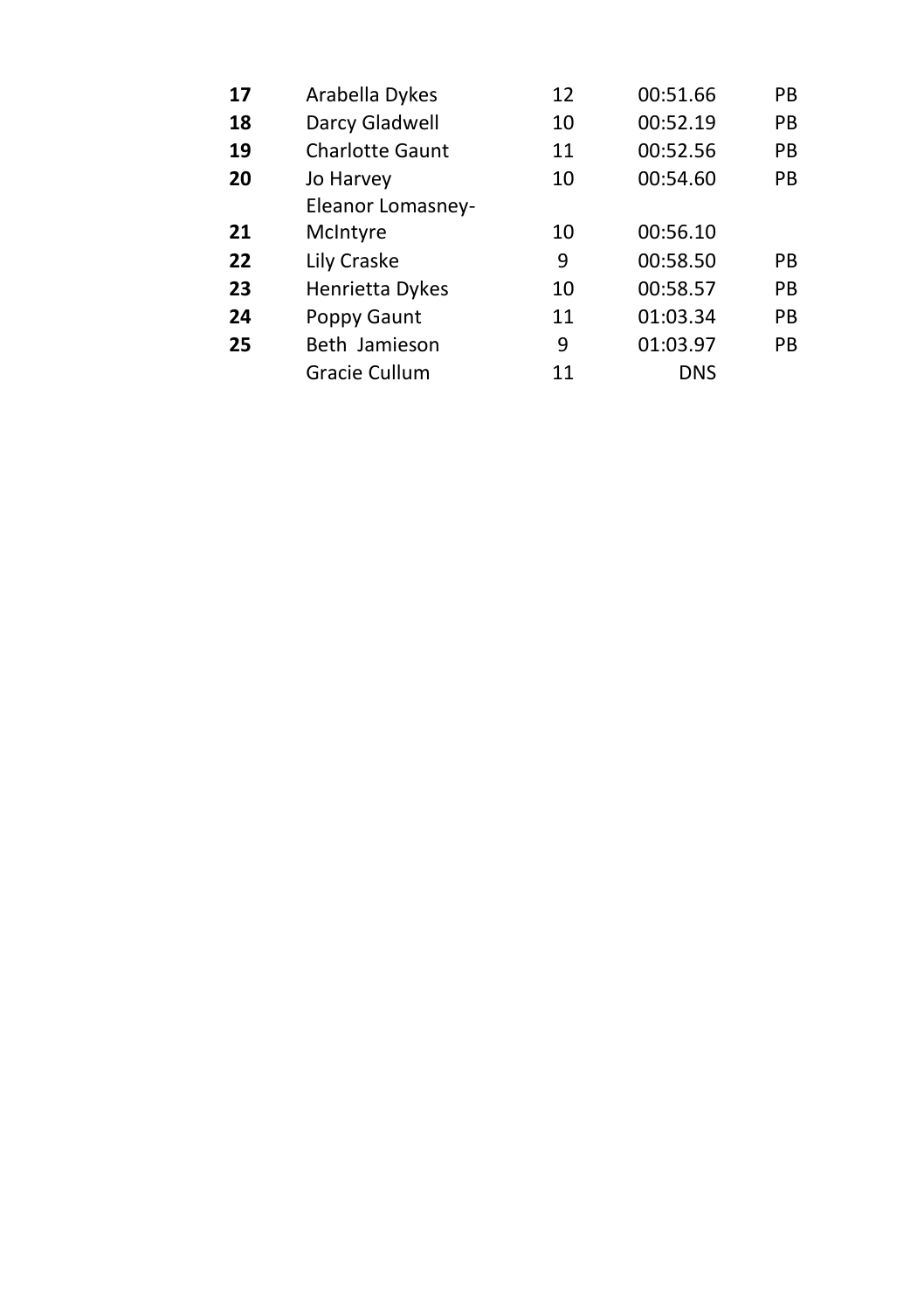| | | | | |
|---|---|---|---|---|
| **17** | Arabella Dykes | 12 | 00:51.66 | PB |
| **18** | Darcy Gladwell | 10 | 00:52.19 | PB |
| **19** | Charlotte Gaunt | 11 | 00:52.56 | PB |
| **20** | Jo Harvey | 10 | 00:54.60 | PB |
| **21** | Eleanor Lomasney-McIntyre | 10 | 00:56.10 | |
| **22** | Lily Craske | 9 | 00:58.50 | PB |
| **23** | Henrietta Dykes | 10 | 00:58.57 | PB |
| **24** | Poppy Gaunt | 11 | 01:03.34 | PB |
| **25** | Beth Jamieson | 9 | 01:03.97 | PB |
| | Gracie Cullum | 11 | DNS | |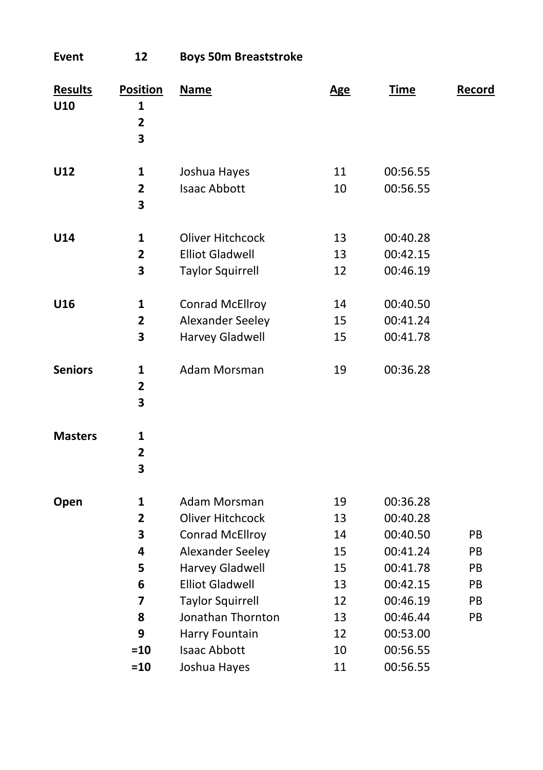**Event** **12** **Boys 50m Breaststroke**

| Results | Position | Name | Age | Time | Record |
| --- | --- | --- | --- | --- | --- |
| **U10** | **1** | | | | |
| | **2** | | | | |
| | **3** | | | | |
| **U12** | **1** | Joshua Hayes | 11 | 00:56.55 | |
| | **2** | Isaac Abbott | 10 | 00:56.55 | |
| | **3** | | | | |
| **U14** | **1** | Oliver Hitchcock | 13 | 00:40.28 | |
| | **2** | Elliot Gladwell | 13 | 00:42.15 | |
| | **3** | Taylor Squirrell | 12 | 00:46.19 | |
| **U16** | **1** | Conrad McEllroy | 14 | 00:40.50 | |
| | **2** | Alexander Seeley | 15 | 00:41.24 | |
| | **3** | Harvey Gladwell | 15 | 00:41.78 | |
| **Seniors** | **1** | Adam Morsman | 19 | 00:36.28 | |
| | **2** | | | | |
| | **3** | | | | |
| **Masters** | **1** | | | | |
| | **2** | | | | |
| | **3** | | | | |
| **Open** | **1** | Adam Morsman | 19 | 00:36.28 | |
| | **2** | Oliver Hitchcock | 13 | 00:40.28 | |
| | **3** | Conrad McEllroy | 14 | 00:40.50 | PB |
| | **4** | Alexander Seeley | 15 | 00:41.24 | PB |
| | **5** | Harvey Gladwell | 15 | 00:41.78 | PB |
| | **6** | Elliot Gladwell | 13 | 00:42.15 | PB |
| | **7** | Taylor Squirrell | 12 | 00:46.19 | PB |
| | **8** | Jonathan Thornton | 13 | 00:46.44 | PB |
| | **9** | Harry Fountain | 12 | 00:53.00 | |
| | **=10** | Isaac Abbott | 10 | 00:56.55 | |
| | **=10** | Joshua Hayes | 11 | 00:56.55 | |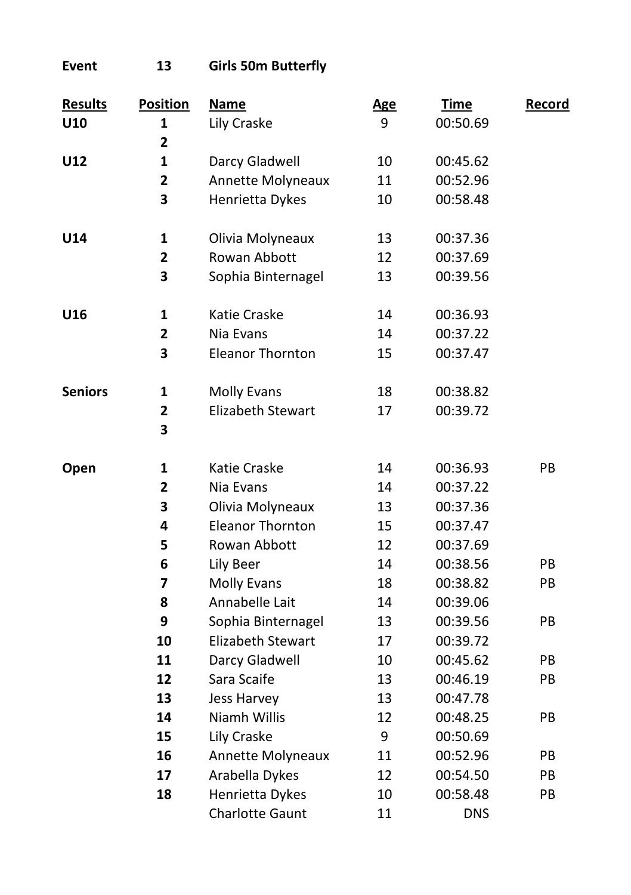**Event** **13** **Girls 50m Butterfly**

| Results | Position | Name | Age | Time | Record |
|---|---|---|---|---|---|
| **U10** | **1** | Lily Craske | 9 | 00:50.69 | |
| | **2** | | | | |
| **U12** | **1** | Darcy Gladwell | 10 | 00:45.62 | |
| | **2** | Annette Molyneaux | 11 | 00:52.96 | |
| | **3** | Henrietta Dykes | 10 | 00:58.48 | |
| **U14** | **1** | Olivia Molyneaux | 13 | 00:37.36 | |
| | **2** | Rowan Abbott | 12 | 00:37.69 | |
| | **3** | Sophia Binternagel | 13 | 00:39.56 | |
| **U16** | **1** | Katie Craske | 14 | 00:36.93 | |
| | **2** | Nia Evans | 14 | 00:37.22 | |
| | **3** | Eleanor Thornton | 15 | 00:37.47 | |
| **Seniors** | **1** | Molly Evans | 18 | 00:38.82 | |
| | **2** | Elizabeth Stewart | 17 | 00:39.72 | |
| | **3** | | | | |
| **Open** | **1** | Katie Craske | 14 | 00:36.93 | PB |
| | **2** | Nia Evans | 14 | 00:37.22 | |
| | **3** | Olivia Molyneaux | 13 | 00:37.36 | |
| | **4** | Eleanor Thornton | 15 | 00:37.47 | |
| | **5** | Rowan Abbott | 12 | 00:37.69 | |
| | **6** | Lily Beer | 14 | 00:38.56 | PB |
| | **7** | Molly Evans | 18 | 00:38.82 | PB |
| | **8** | Annabelle Lait | 14 | 00:39.06 | |
| | **9** | Sophia Binternagel | 13 | 00:39.56 | PB |
| | **10** | Elizabeth Stewart | 17 | 00:39.72 | |
| | **11** | Darcy Gladwell | 10 | 00:45.62 | PB |
| | **12** | Sara Scaife | 13 | 00:46.19 | PB |
| | **13** | Jess Harvey | 13 | 00:47.78 | |
| | **14** | Niamh Willis | 12 | 00:48.25 | PB |
| | **15** | Lily Craske | 9 | 00:50.69 | |
| | **16** | Annette Molyneaux | 11 | 00:52.96 | PB |
| | **17** | Arabella Dykes | 12 | 00:54.50 | PB |
| | **18** | Henrietta Dykes | 10 | 00:58.48 | PB |
| | | Charlotte Gaunt | 11 | DNS | |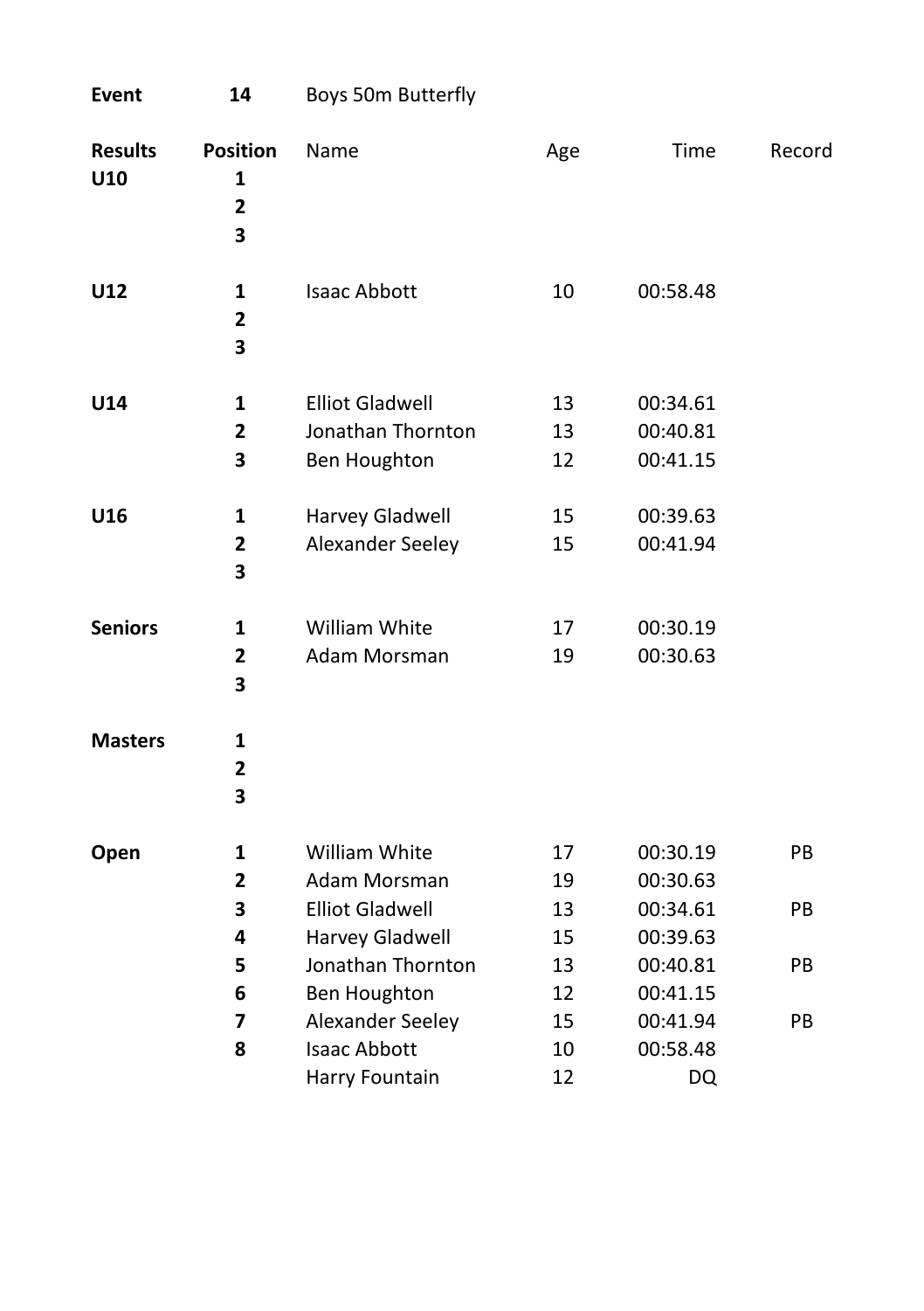| **Event** | **14** | Boys 50m Butterfly | | | |
|---|---|---|---|---|---|
| **Results** | **Position** | Name | Age | Time | Record |
| **U10** | **1** | | | | |
| | **2** | | | | |
| | **3** | | | | |
| **U12** | **1** | Isaac Abbott | 10 | 00:58.48 | |
| | **2** | | | | |
| | **3** | | | | |
| **U14** | **1** | Elliot Gladwell | 13 | 00:34.61 | |
| | **2** | Jonathan Thornton | 13 | 00:40.81 | |
| | **3** | Ben Houghton | 12 | 00:41.15 | |
| **U16** | **1** | Harvey Gladwell | 15 | 00:39.63 | |
| | **2** | Alexander Seeley | 15 | 00:41.94 | |
| | **3** | | | | |
| **Seniors** | **1** | William White | 17 | 00:30.19 | |
| | **2** | Adam Morsman | 19 | 00:30.63 | |
| | **3** | | | | |
| **Masters** | **1** | | | | |
| | **2** | | | | |
| | **3** | | | | |
| **Open** | **1** | William White | 17 | 00:30.19 | PB |
| | **2** | Adam Morsman | 19 | 00:30.63 | |
| | **3** | Elliot Gladwell | 13 | 00:34.61 | PB |
| | **4** | Harvey Gladwell | 15 | 00:39.63 | |
| | **5** | Jonathan Thornton | 13 | 00:40.81 | PB |
| | **6** | Ben Houghton | 12 | 00:41.15 | |
| | **7** | Alexander Seeley | 15 | 00:41.94 | PB |
| | **8** | Isaac Abbott | 10 | 00:58.48 | |
| | | Harry Fountain | 12 | DQ | |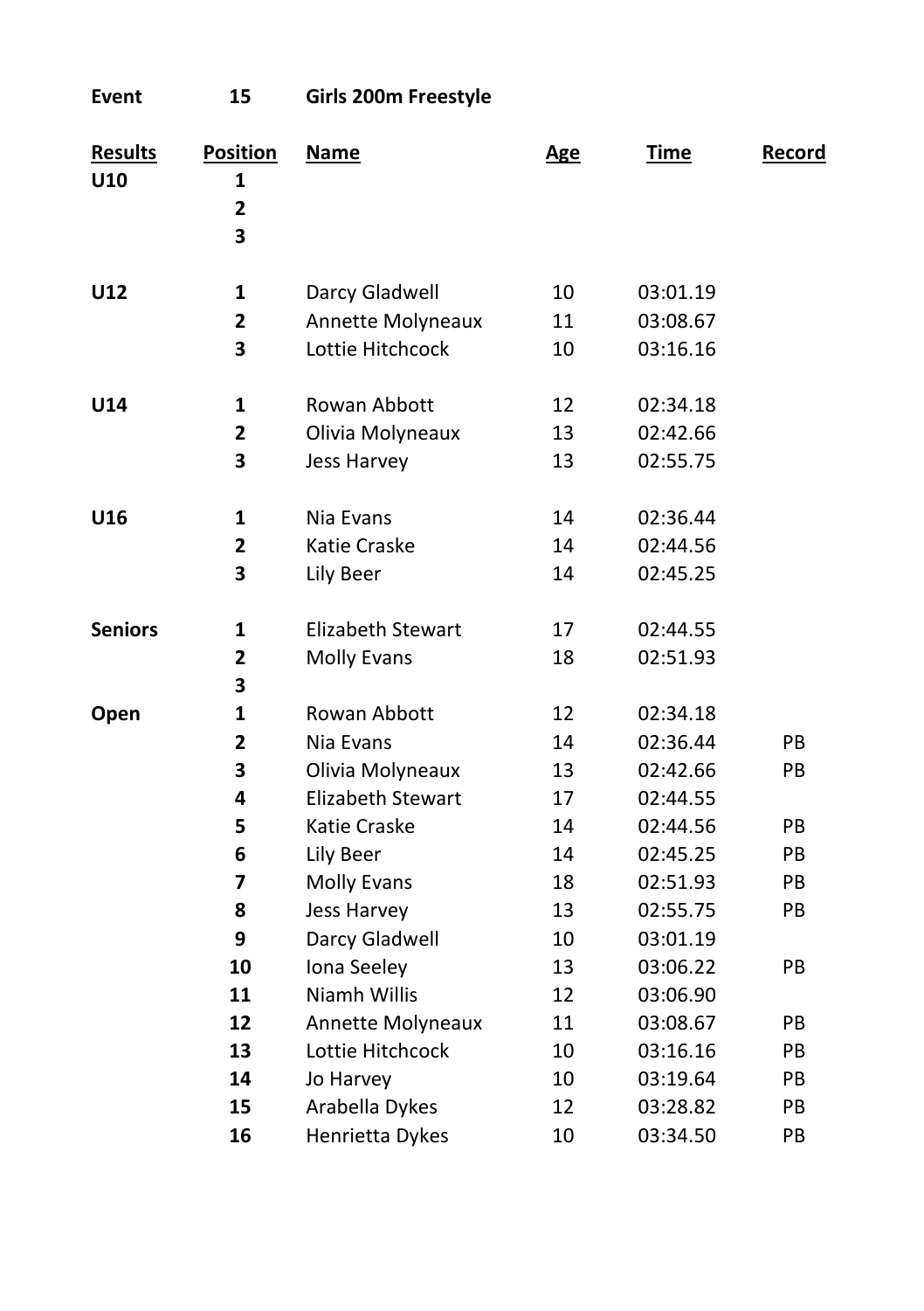**Event** **15** **Girls 200m Freestyle**

| Results | Position | Name | Age | Time | Record |
|---|---|---|---|---|---|
| **U10** | **1** | | | | |
| | **2** | | | | |
| | **3** | | | | |
| **U12** | **1** | Darcy Gladwell | 10 | 03:01.19 | |
| | **2** | Annette Molyneaux | 11 | 03:08.67 | |
| | **3** | Lottie Hitchcock | 10 | 03:16.16 | |
| **U14** | **1** | Rowan Abbott | 12 | 02:34.18 | |
| | **2** | Olivia Molyneaux | 13 | 02:42.66 | |
| | **3** | Jess Harvey | 13 | 02:55.75 | |
| **U16** | **1** | Nia Evans | 14 | 02:36.44 | |
| | **2** | Katie Craske | 14 | 02:44.56 | |
| | **3** | Lily Beer | 14 | 02:45.25 | |
| **Seniors** | **1** | Elizabeth Stewart | 17 | 02:44.55 | |
| | **2** | Molly Evans | 18 | 02:51.93 | |
| | **3** | | | | |
| **Open** | **1** | Rowan Abbott | 12 | 02:34.18 | |
| | **2** | Nia Evans | 14 | 02:36.44 | PB |
| | **3** | Olivia Molyneaux | 13 | 02:42.66 | PB |
| | **4** | Elizabeth Stewart | 17 | 02:44.55 | |
| | **5** | Katie Craske | 14 | 02:44.56 | PB |
| | **6** | Lily Beer | 14 | 02:45.25 | PB |
| | **7** | Molly Evans | 18 | 02:51.93 | PB |
| | **8** | Jess Harvey | 13 | 02:55.75 | PB |
| | **9** | Darcy Gladwell | 10 | 03:01.19 | |
| | **10** | Iona Seeley | 13 | 03:06.22 | PB |
| | **11** | Niamh Willis | 12 | 03:06.90 | |
| | **12** | Annette Molyneaux | 11 | 03:08.67 | PB |
| | **13** | Lottie Hitchcock | 10 | 03:16.16 | PB |
| | **14** | Jo Harvey | 10 | 03:19.64 | PB |
| | **15** | Arabella Dykes | 12 | 03:28.82 | PB |
| | **16** | Henrietta Dykes | 10 | 03:34.50 | PB |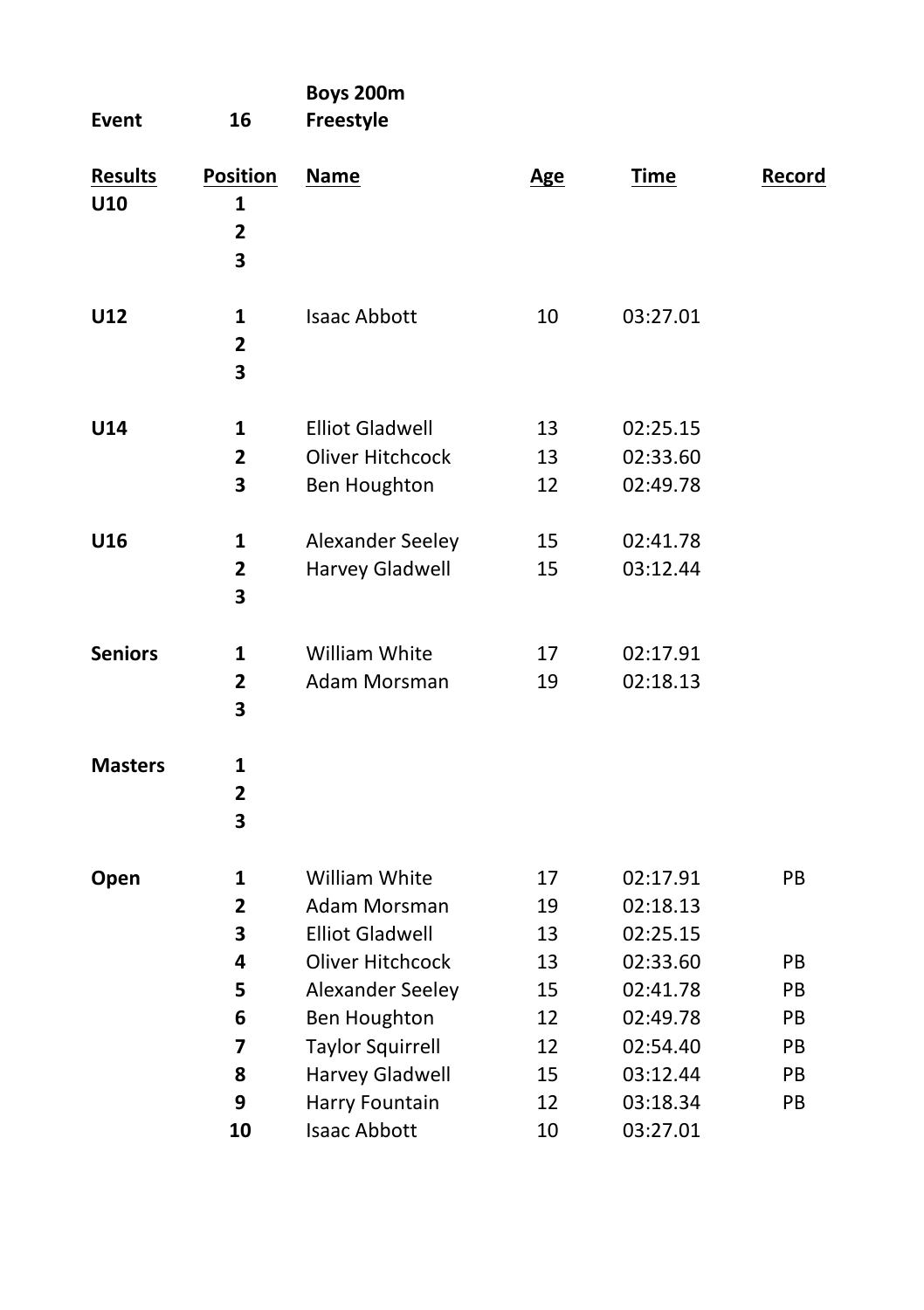| Event | 16 | Boys 200m Freestyle | | | |
|---|---|---|---|---|---|
| **Results** | **Position** | **Name** | **Age** | **Time** | **Record** |
| **U10** | **1** | | | | |
| | **2** | | | | |
| | **3** | | | | |
| **U12** | **1** | Isaac Abbott | 10 | 03:27.01 | |
| | **2** | | | | |
| | **3** | | | | |
| **U14** | **1** | Elliot Gladwell | 13 | 02:25.15 | |
| | **2** | Oliver Hitchcock | 13 | 02:33.60 | |
| | **3** | Ben Houghton | 12 | 02:49.78 | |
| **U16** | **1** | Alexander Seeley | 15 | 02:41.78 | |
| | **2** | Harvey Gladwell | 15 | 03:12.44 | |
| | **3** | | | | |
| **Seniors** | **1** | William White | 17 | 02:17.91 | |
| | **2** | Adam Morsman | 19 | 02:18.13 | |
| | **3** | | | | |
| **Masters** | **1** | | | | |
| | **2** | | | | |
| | **3** | | | | |
| **Open** | **1** | William White | 17 | 02:17.91 | PB |
| | **2** | Adam Morsman | 19 | 02:18.13 | |
| | **3** | Elliot Gladwell | 13 | 02:25.15 | |
| | **4** | Oliver Hitchcock | 13 | 02:33.60 | PB |
| | **5** | Alexander Seeley | 15 | 02:41.78 | PB |
| | **6** | Ben Houghton | 12 | 02:49.78 | PB |
| | **7** | Taylor Squirrell | 12 | 02:54.40 | PB |
| | **8** | Harvey Gladwell | 15 | 03:12.44 | PB |
| | **9** | Harry Fountain | 12 | 03:18.34 | PB |
| | **10** | Isaac Abbott | 10 | 03:27.01 | |